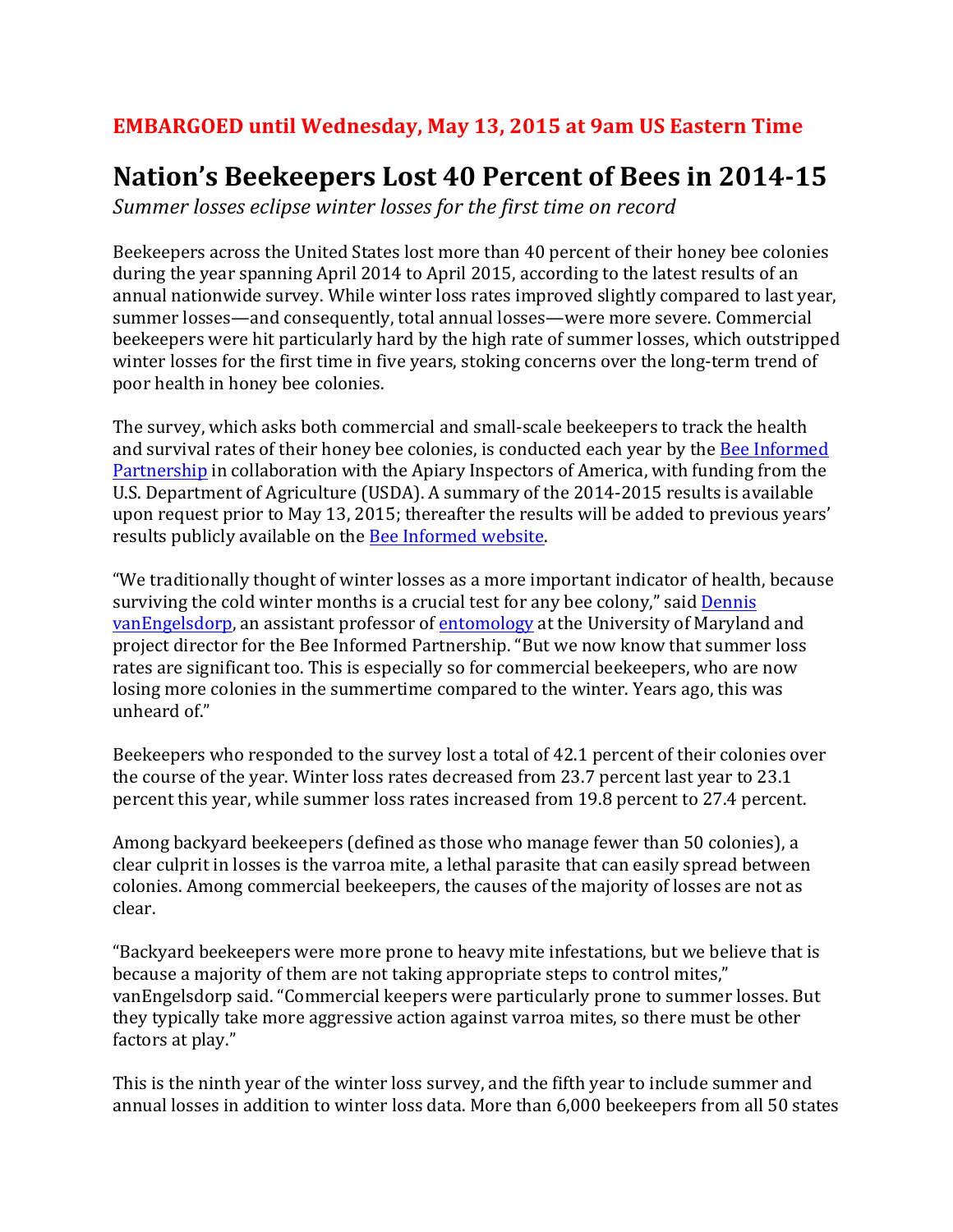**EMBARGOED until Wednesday, May 13, 2015 at 9am US Eastern Time**

# Nation's Beekeepers Lost 40 Percent of Bees in 2014-15

*Summer losses eclipse winter losses for the first time on record*

Beekeepers across the United States lost more than 40 percent of their honey bee colonies during the year spanning April 2014 to April 2015, according to the latest results of an annual nationwide survey. While winter loss rates improved slightly compared to last year, summer losses—and consequently, total annual losses—were more severe. Commercial beekeepers were hit particularly hard by the high rate of summer losses, which outstripped winter losses for the first time in five years, stoking concerns over the long-term trend of poor health in honey bee colonies.

The survey, which asks both commercial and small-scale beekeepers to track the health and survival rates of their honey bee colonies, is conducted each year by the [Bee Informed Partnership] in collaboration with the Apiary Inspectors of America, with funding from the U.S. Department of Agriculture (USDA). A summary of the 2014-2015 results is available upon request prior to May 13, 2015; thereafter the results will be added to previous years' results publicly available on the [Bee Informed website].

"We traditionally thought of winter losses as a more important indicator of health, because surviving the cold winter months is a crucial test for any bee colony," said [Dennis vanEngelsdorp], an assistant professor of [entomology] at the University of Maryland and project director for the Bee Informed Partnership. "But we now know that summer loss rates are significant too. This is especially so for commercial beekeepers, who are now losing more colonies in the summertime compared to the winter. Years ago, this was unheard of."

Beekeepers who responded to the survey lost a total of 42.1 percent of their colonies over the course of the year. Winter loss rates decreased from 23.7 percent last year to 23.1 percent this year, while summer loss rates increased from 19.8 percent to 27.4 percent.

Among backyard beekeepers (defined as those who manage fewer than 50 colonies), a clear culprit in losses is the varroa mite, a lethal parasite that can easily spread between colonies. Among commercial beekeepers, the causes of the majority of losses are not as clear.

"Backyard beekeepers were more prone to heavy mite infestations, but we believe that is because a majority of them are not taking appropriate steps to control mites," vanEngelsdorp said. "Commercial keepers were particularly prone to summer losses. But they typically take more aggressive action against varroa mites, so there must be other factors at play."

This is the ninth year of the winter loss survey, and the fifth year to include summer and annual losses in addition to winter loss data. More than 6,000 beekeepers from all 50 states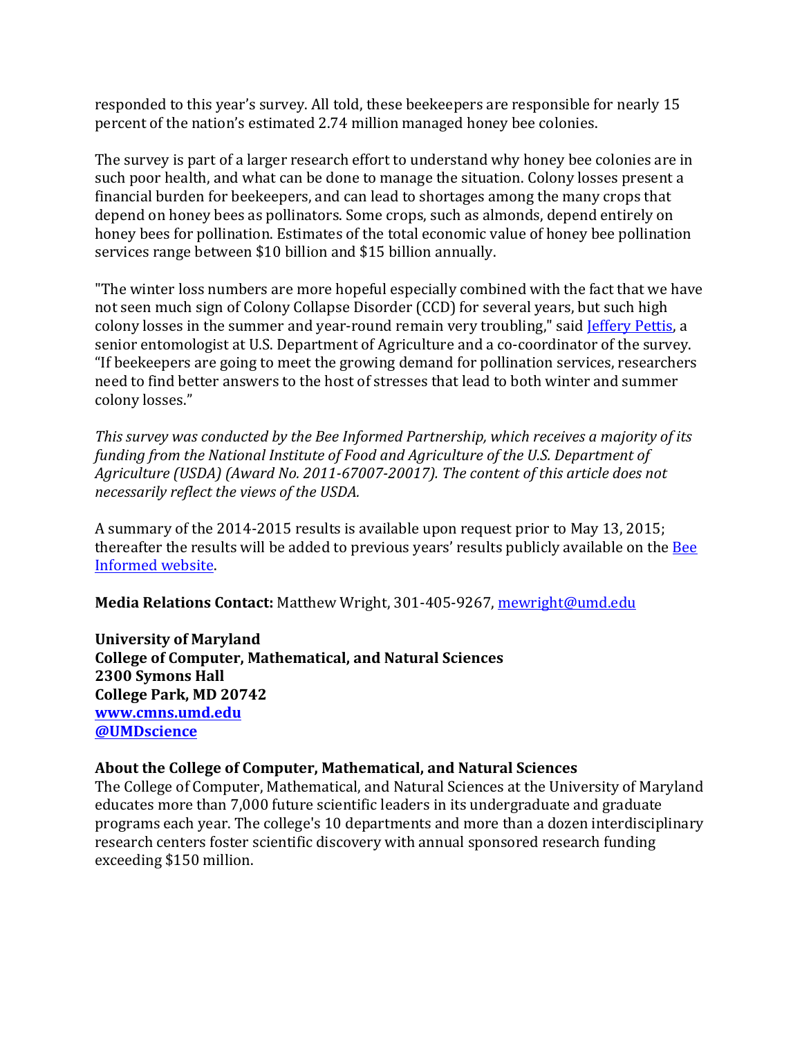responded to this year's survey. All told, these beekeepers are responsible for nearly 15 percent of the nation's estimated 2.74 million managed honey bee colonies.

The survey is part of a larger research effort to understand why honey bee colonies are in such poor health, and what can be done to manage the situation. Colony losses present a financial burden for beekeepers, and can lead to shortages among the many crops that depend on honey bees as pollinators. Some crops, such as almonds, depend entirely on honey bees for pollination. Estimates of the total economic value of honey bee pollination services range between $10 billion and $15 billion annually.

"The winter loss numbers are more hopeful especially combined with the fact that we have not seen much sign of Colony Collapse Disorder (CCD) for several years, but such high colony losses in the summer and year-round remain very troubling," said Jeffery Pettis, a senior entomologist at U.S. Department of Agriculture and a co-coordinator of the survey. "If beekeepers are going to meet the growing demand for pollination services, researchers need to find better answers to the host of stresses that lead to both winter and summer colony losses."

*This survey was conducted by the Bee Informed Partnership, which receives a majority of its funding from the National Institute of Food and Agriculture of the U.S. Department of Agriculture (USDA) (Award No. 2011-67007-20017). The content of this article does not necessarily reflect the views of the USDA.*

A summary of the 2014-2015 results is available upon request prior to May 13, 2015; thereafter the results will be added to previous years' results publicly available on the Bee Informed website.

**Media Relations Contact:** Matthew Wright, 301-405-9267, mewright@umd.edu

**University of Maryland**
**College of Computer, Mathematical, and Natural Sciences**
**2300 Symons Hall**
**College Park, MD 20742**
**www.cmns.umd.edu**
**@UMDscience**

**About the College of Computer, Mathematical, and Natural Sciences**
The College of Computer, Mathematical, and Natural Sciences at the University of Maryland educates more than 7,000 future scientific leaders in its undergraduate and graduate programs each year. The college's 10 departments and more than a dozen interdisciplinary research centers foster scientific discovery with annual sponsored research funding exceeding $150 million.